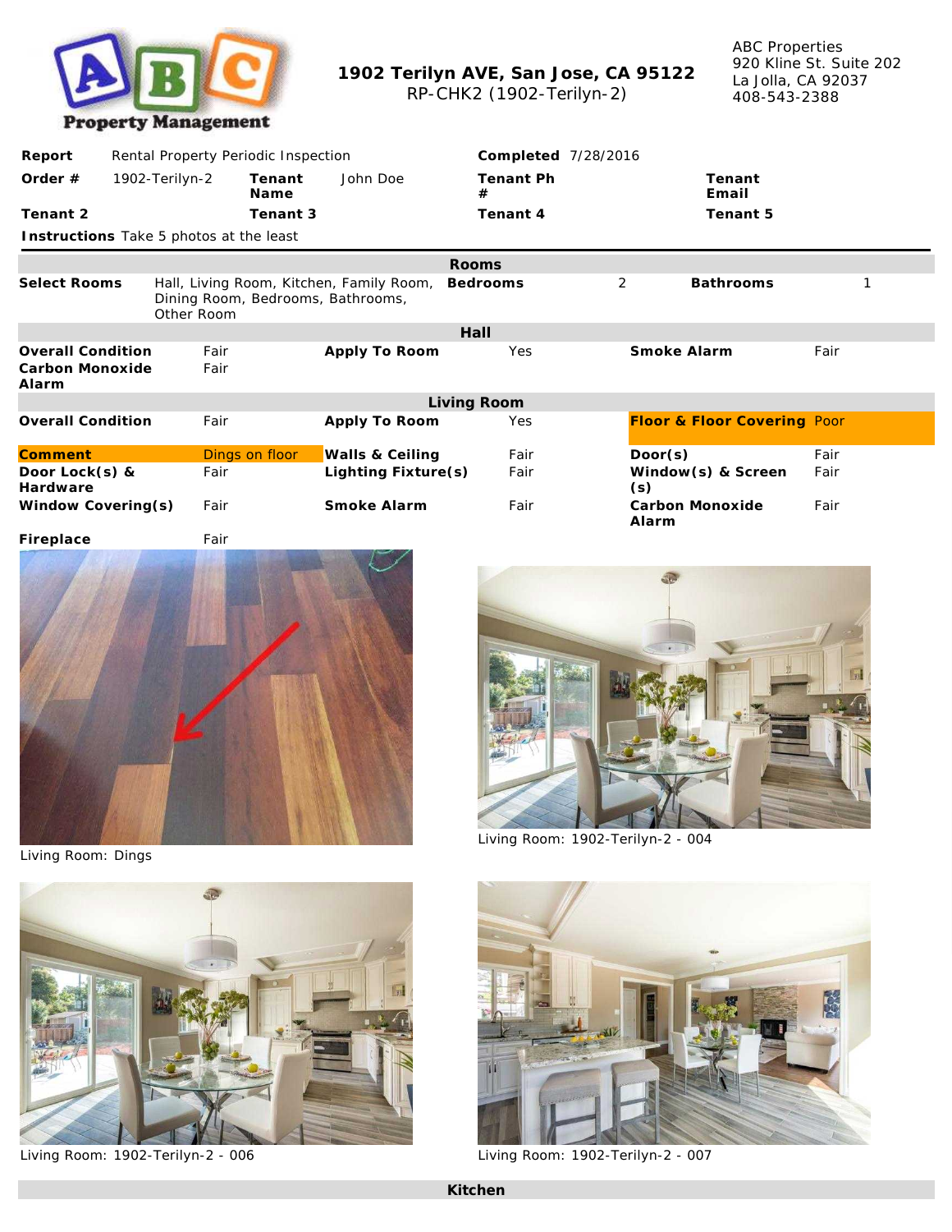ABC Property Management

**1902 Terilyn AVE, San Jose, CA 95122**
RP-CHK2 (1902-Terilyn-2)

ABC Properties
920 Kline St. Suite 202
La Jolla, CA 92037
408-543-2388

| | | | | | | | |
|---|---|---|---|---|---|---|---|
| **Report** | Rental Property Periodic Inspection | | | **Completed** | 7/28/2016 | | |
| **Order #** | 1902-Terilyn-2 | **Tenant Name** | John Doe | **Tenant Ph #** | | **Tenant Email** | |
| **Tenant 2** | | **Tenant 3** | | **Tenant 4** | | **Tenant 5** | |

**Instructions** Take 5 photos at the least

## Rooms

| | | | | | |
|---|---|---|---|---|---|
| **Select Rooms** | Hall, Living Room, Kitchen, Family Room, Dining Room, Bedrooms, Bathrooms, Other Room | **Bedrooms** | 2 | **Bathrooms** | 1 |

## Hall

| | | | | | |
|---|---|---|---|---|---|
| **Overall Condition** | Fair | **Apply To Room** | Yes | **Smoke Alarm** | Fair |
| **Carbon Monoxide Alarm** | Fair | | | | |

## Living Room

| | | | | | |
|---|---|---|---|---|---|
| **Overall Condition** | Fair | **Apply To Room** | Yes | **Floor & Floor Covering** | Poor |
| **Comment** | Dings on floor | **Walls & Ceiling** | Fair | **Door(s)** | Fair |
| **Door Lock(s) & Hardware** | Fair | **Lighting Fixture(s)** | Fair | **Window(s) & Screen (s)** | Fair |
| **Window Covering(s)** | Fair | **Smoke Alarm** | Fair | **Carbon Monoxide Alarm** | Fair |
| **Fireplace** | Fair | | | | |

Living Room: Dings

Living Room: 1902-Terilyn-2 - 004

Living Room: 1902-Terilyn-2 - 006

Living Room: 1902-Terilyn-2 - 007

## Kitchen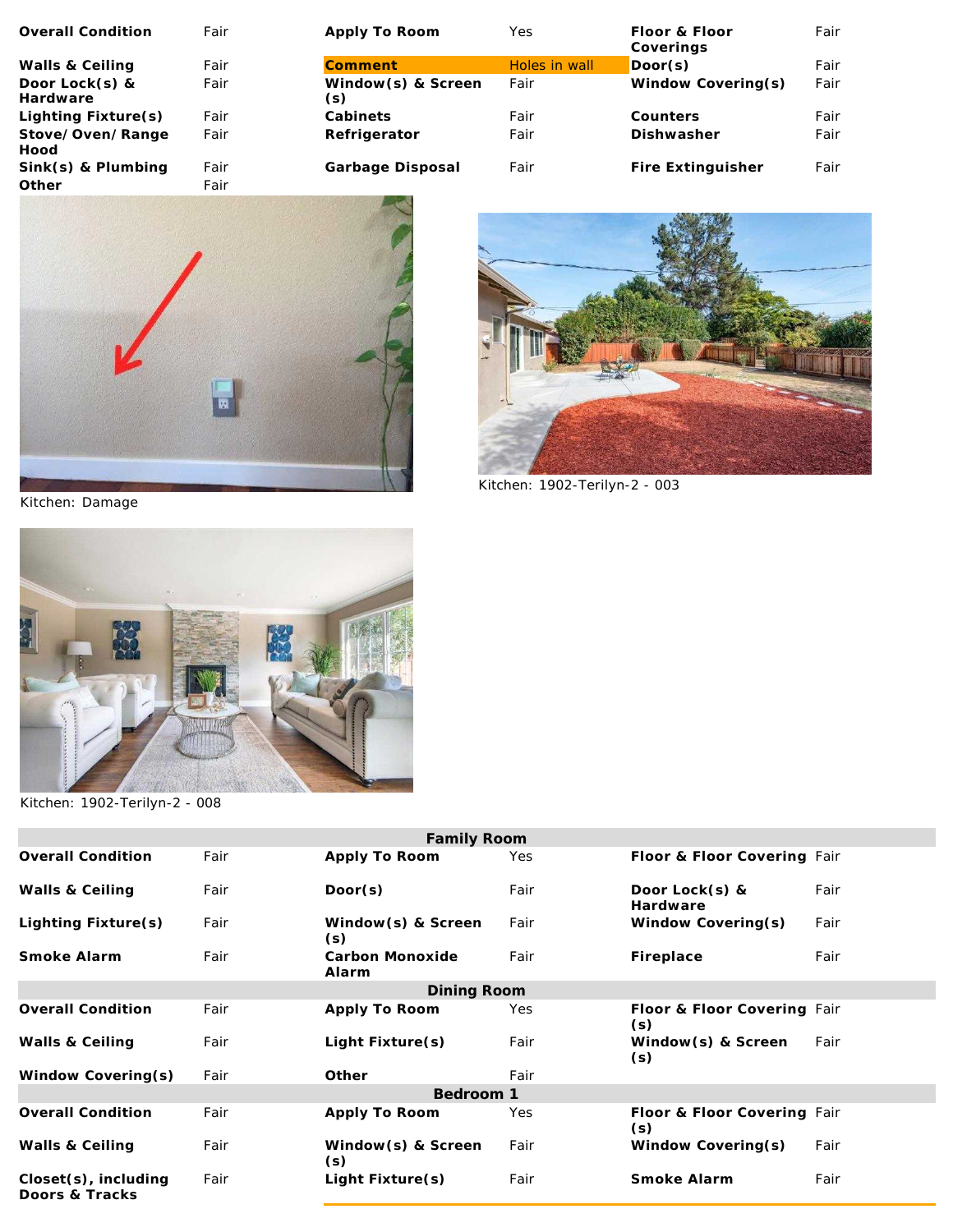| | | | | | |
|---|---|---|---|---|---|
| **Overall Condition** | Fair | **Apply To Room** | Yes | **Floor & Floor Coverings** | Fair |
| **Walls & Ceiling** | Fair | **Comment** | Holes in wall | **Door(s)** | Fair |
| **Door Lock(s) & Hardware** | Fair | **Window(s) & Screen (s)** | Fair | **Window Covering(s)** | Fair |
| **Lighting Fixture(s)** | Fair | **Cabinets** | Fair | **Counters** | Fair |
| **Stove/ Oven/ Range Hood** | Fair | **Refrigerator** | Fair | **Dishwasher** | Fair |
| **Sink(s) & Plumbing** | Fair | **Garbage Disposal** | Fair | **Fire Extinguisher** | Fair |
| **Other** | Fair | | | | |

Kitchen: Damage

Kitchen: 1902-Terilyn-2 - 003

Kitchen: 1902-Terilyn-2 - 008

### Family Room

| | | | | | |
|---|---|---|---|---|---|
| **Overall Condition** | Fair | **Apply To Room** | Yes | **Floor & Floor Covering** | Fair |
| **Walls & Ceiling** | Fair | **Door(s)** | Fair | **Door Lock(s) & Hardware** | Fair |
| **Lighting Fixture(s)** | Fair | **Window(s) & Screen (s)** | Fair | **Window Covering(s)** | Fair |
| **Smoke Alarm** | Fair | **Carbon Monoxide Alarm** | Fair | **Fireplace** | Fair |

### Dining Room

| | | | | | |
|---|---|---|---|---|---|
| **Overall Condition** | Fair | **Apply To Room** | Yes | **Floor & Floor Covering (s)** | Fair |
| **Walls & Ceiling** | Fair | **Light Fixture(s)** | Fair | **Window(s) & Screen (s)** | Fair |
| **Window Covering(s)** | Fair | **Other** | Fair | | |

### Bedroom 1

| | | | | | |
|---|---|---|---|---|---|
| **Overall Condition** | Fair | **Apply To Room** | Yes | **Floor & Floor Covering (s)** | Fair |
| **Walls & Ceiling** | Fair | **Window(s) & Screen (s)** | Fair | **Window Covering(s)** | Fair |
| **Closet(s), including Doors & Tracks** | Fair | **Light Fixture(s)** | Fair | **Smoke Alarm** | Fair |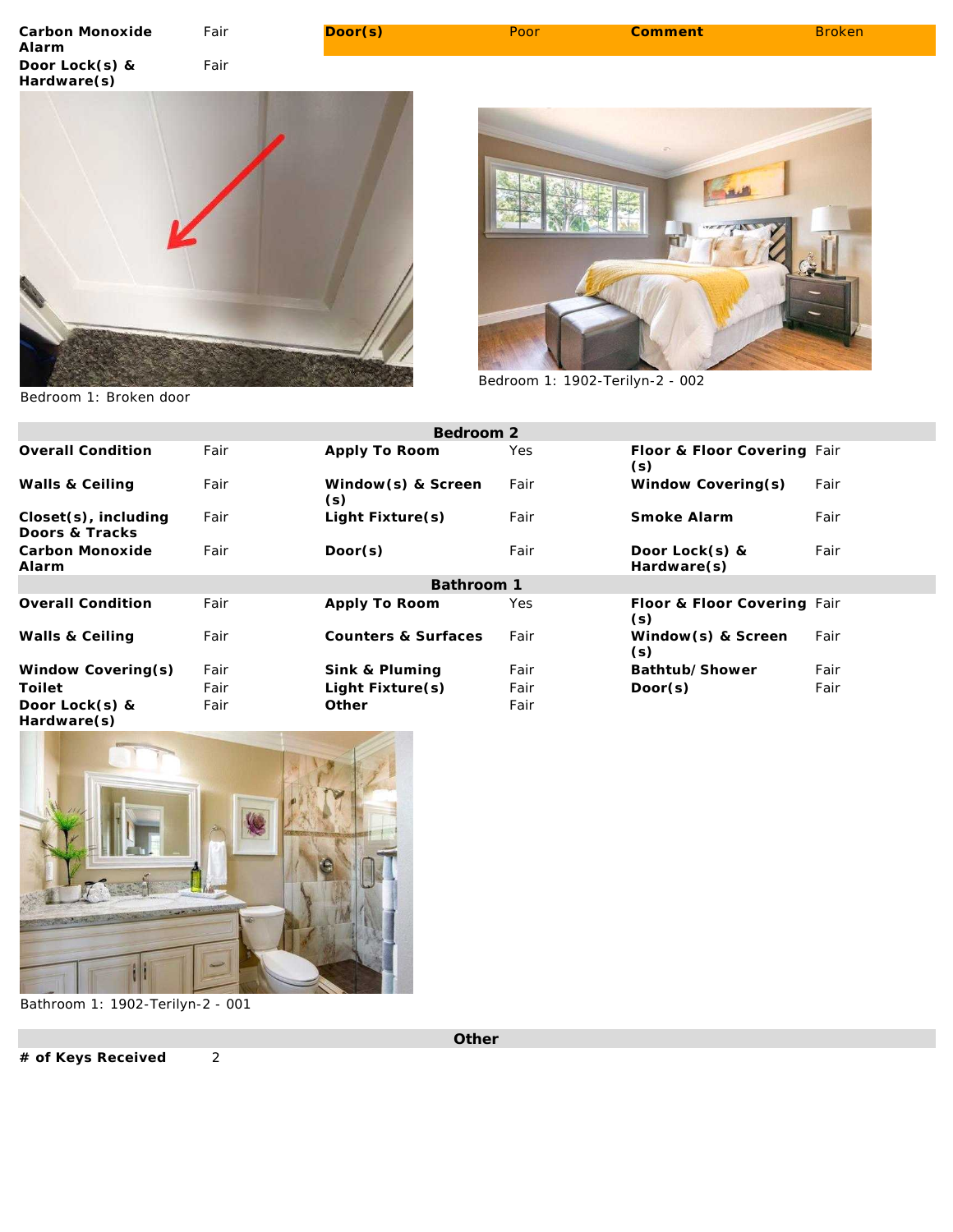| | | | | | |
|---|---|---|---|---|---|
| **Carbon Monoxide Alarm** | Fair | **Door(s)** | Poor | **Comment** | Broken |
| **Door Lock(s) & Hardware(s)** | Fair | | | | |

Bedroom 1: Broken door

Bedroom 1: 1902-Terilyn-2 - 002

## Bedroom 2

| | | | | | |
|---|---|---|---|---|---|
| **Overall Condition** | Fair | **Apply To Room** | Yes | **Floor & Floor Covering (s)** | Fair |
| **Walls & Ceiling** | Fair | **Window(s) & Screen (s)** | Fair | **Window Covering(s)** | Fair |
| **Closet(s), including Doors & Tracks** | Fair | **Light Fixture(s)** | Fair | **Smoke Alarm** | Fair |
| **Carbon Monoxide Alarm** | Fair | **Door(s)** | Fair | **Door Lock(s) & Hardware(s)** | Fair |

## Bathroom 1

| | | | | | |
|---|---|---|---|---|---|
| **Overall Condition** | Fair | **Apply To Room** | Yes | **Floor & Floor Covering (s)** | Fair |
| **Walls & Ceiling** | Fair | **Counters & Surfaces** | Fair | **Window(s) & Screen (s)** | Fair |
| **Window Covering(s)** | Fair | **Sink & Pluming** | Fair | **Bathtub/Shower** | Fair |
| **Toilet** | Fair | **Light Fixture(s)** | Fair | **Door(s)** | Fair |
| **Door Lock(s) & Hardware(s)** | Fair | **Other** | Fair | | |

Bathroom 1: 1902-Terilyn-2 - 001

## Other

| | |
|---|---|
| **# of Keys Received** | 2 |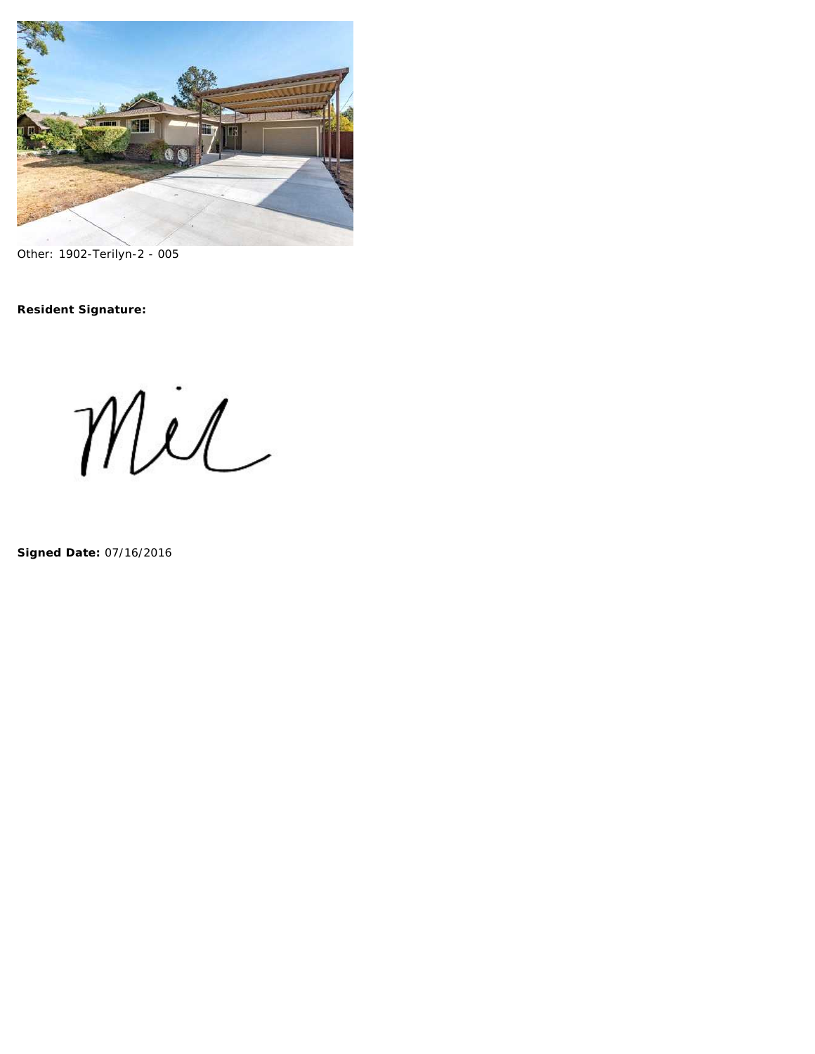Other: 1902-Terilyn-2 - 005

**Resident Signature:**

**Signed Date:** 07/16/2016